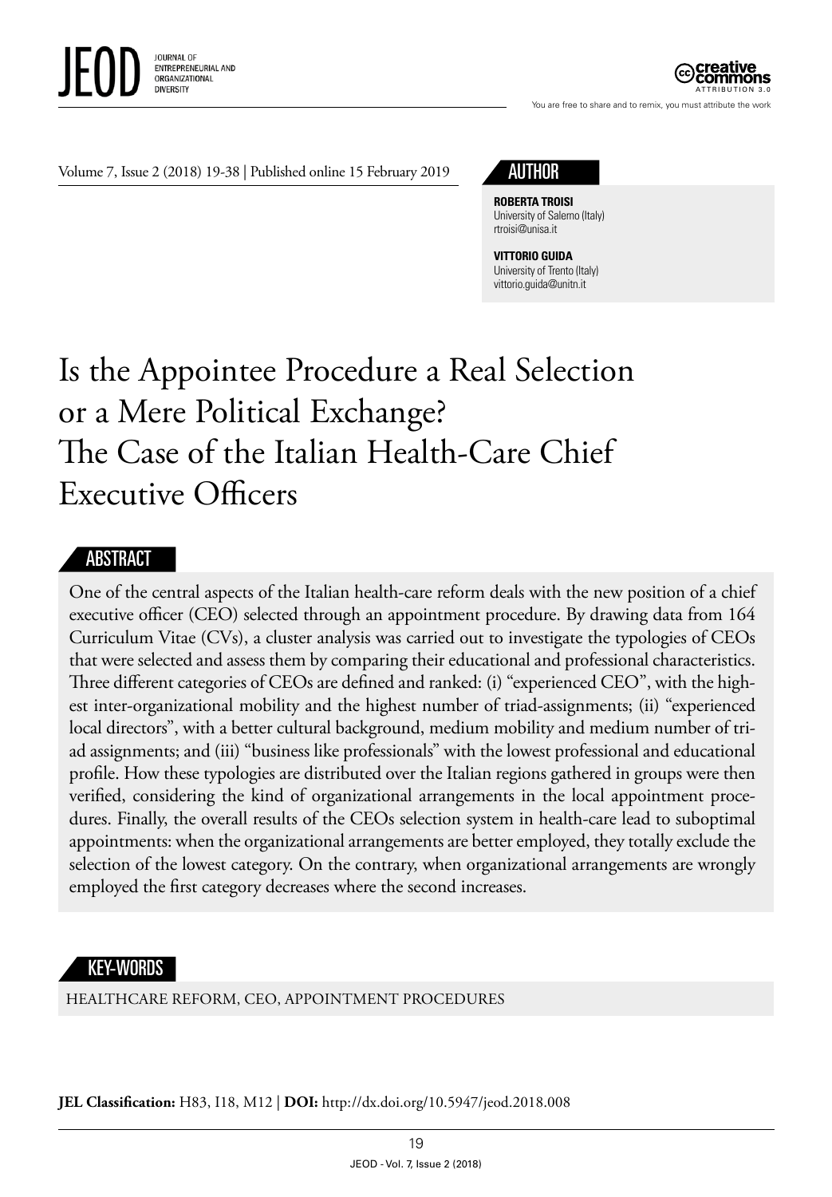Volume 7, Issue 2 (2018) 19-38 | Published online 15 February 2019

## AUTHOR

**ROBERTA TROISI**
University of Salerno (Italy)
rtroisi@unisa.it

**VITTORIO GUIDA**
University of Trento (Italy)
vittorio.guida@unitn.it

# Is the Appointee Procedure a Real Selection or a Mere Political Exchange? The Case of the Italian Health-Care Chief Executive Officers

## ABSTRACT

One of the central aspects of the Italian health-care reform deals with the new position of a chief executive officer (CEO) selected through an appointment procedure. By drawing data from 164 Curriculum Vitae (CVs), a cluster analysis was carried out to investigate the typologies of CEOs that were selected and assess them by comparing their educational and professional characteristics. Three different categories of CEOs are defined and ranked: (i) "experienced CEO", with the highest inter-organizational mobility and the highest number of triad-assignments; (ii) "experienced local directors", with a better cultural background, medium mobility and medium number of triad assignments; and (iii) "business like professionals" with the lowest professional and educational profile. How these typologies are distributed over the Italian regions gathered in groups were then verified, considering the kind of organizational arrangements in the local appointment procedures. Finally, the overall results of the CEOs selection system in health-care lead to suboptimal appointments: when the organizational arrangements are better employed, they totally exclude the selection of the lowest category. On the contrary, when organizational arrangements are wrongly employed the first category decreases where the second increases.

## KEY-WORDS

HEALTHCARE REFORM, CEO, APPOINTMENT PROCEDURES

**JEL Classification:** H83, I18, M12 | **DOI:** http://dx.doi.org/10.5947/jeod.2018.008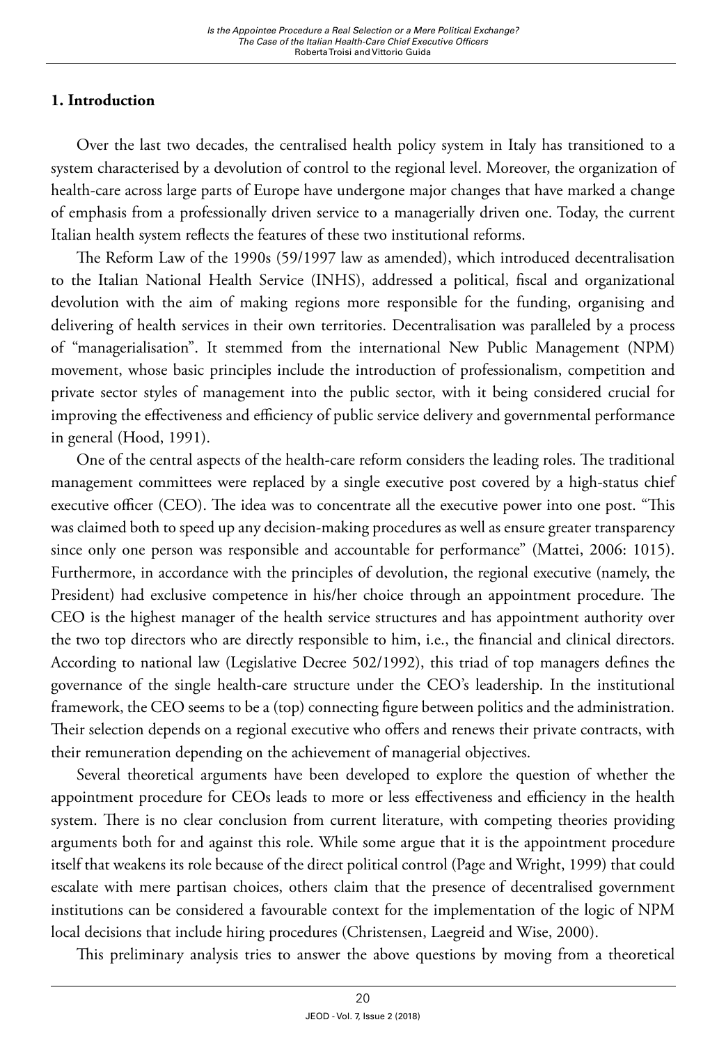## 1. Introduction

Over the last two decades, the centralised health policy system in Italy has transitioned to a system characterised by a devolution of control to the regional level. Moreover, the organization of health-care across large parts of Europe have undergone major changes that have marked a change of emphasis from a professionally driven service to a managerially driven one. Today, the current Italian health system reflects the features of these two institutional reforms.

The Reform Law of the 1990s (59/1997 law as amended), which introduced decentralisation to the Italian National Health Service (INHS), addressed a political, fiscal and organizational devolution with the aim of making regions more responsible for the funding, organising and delivering of health services in their own territories. Decentralisation was paralleled by a process of "managerialisation". It stemmed from the international New Public Management (NPM) movement, whose basic principles include the introduction of professionalism, competition and private sector styles of management into the public sector, with it being considered crucial for improving the effectiveness and efficiency of public service delivery and governmental performance in general (Hood, 1991).

One of the central aspects of the health-care reform considers the leading roles. The traditional management committees were replaced by a single executive post covered by a high-status chief executive officer (CEO). The idea was to concentrate all the executive power into one post. "This was claimed both to speed up any decision-making procedures as well as ensure greater transparency since only one person was responsible and accountable for performance" (Mattei, 2006: 1015). Furthermore, in accordance with the principles of devolution, the regional executive (namely, the President) had exclusive competence in his/her choice through an appointment procedure. The CEO is the highest manager of the health service structures and has appointment authority over the two top directors who are directly responsible to him, i.e., the financial and clinical directors. According to national law (Legislative Decree 502/1992), this triad of top managers defines the governance of the single health-care structure under the CEO's leadership. In the institutional framework, the CEO seems to be a (top) connecting figure between politics and the administration. Their selection depends on a regional executive who offers and renews their private contracts, with their remuneration depending on the achievement of managerial objectives.

Several theoretical arguments have been developed to explore the question of whether the appointment procedure for CEOs leads to more or less effectiveness and efficiency in the health system. There is no clear conclusion from current literature, with competing theories providing arguments both for and against this role. While some argue that it is the appointment procedure itself that weakens its role because of the direct political control (Page and Wright, 1999) that could escalate with mere partisan choices, others claim that the presence of decentralised government institutions can be considered a favourable context for the implementation of the logic of NPM local decisions that include hiring procedures (Christensen, Laegreid and Wise, 2000).

This preliminary analysis tries to answer the above questions by moving from a theoretical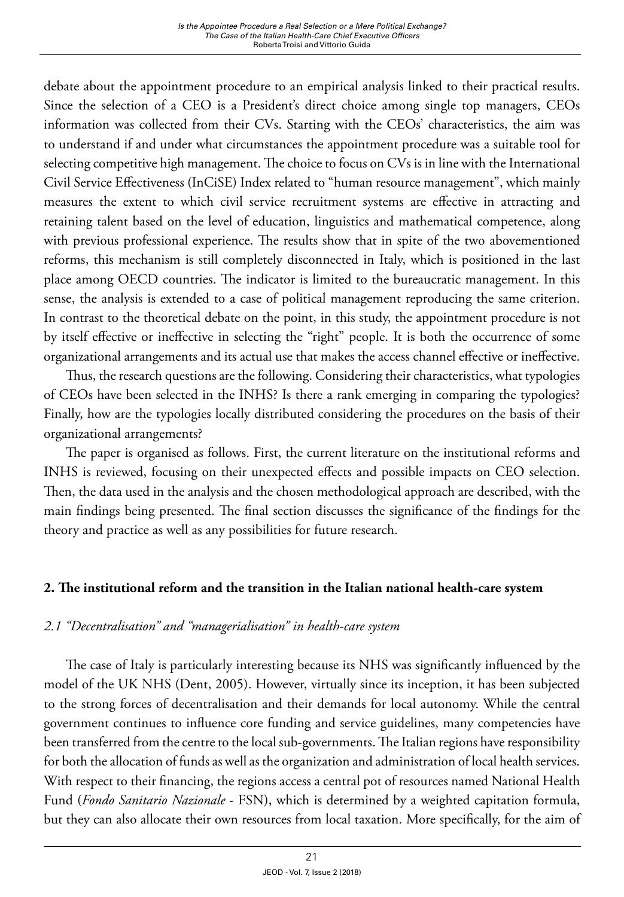debate about the appointment procedure to an empirical analysis linked to their practical results. Since the selection of a CEO is a President's direct choice among single top managers, CEOs information was collected from their CVs. Starting with the CEOs' characteristics, the aim was to understand if and under what circumstances the appointment procedure was a suitable tool for selecting competitive high management. The choice to focus on CVs is in line with the International Civil Service Effectiveness (InCiSE) Index related to "human resource management", which mainly measures the extent to which civil service recruitment systems are effective in attracting and retaining talent based on the level of education, linguistics and mathematical competence, along with previous professional experience. The results show that in spite of the two abovementioned reforms, this mechanism is still completely disconnected in Italy, which is positioned in the last place among OECD countries. The indicator is limited to the bureaucratic management. In this sense, the analysis is extended to a case of political management reproducing the same criterion. In contrast to the theoretical debate on the point, in this study, the appointment procedure is not by itself effective or ineffective in selecting the "right" people. It is both the occurrence of some organizational arrangements and its actual use that makes the access channel effective or ineffective.

Thus, the research questions are the following. Considering their characteristics, what typologies of CEOs have been selected in the INHS? Is there a rank emerging in comparing the typologies? Finally, how are the typologies locally distributed considering the procedures on the basis of their organizational arrangements?

The paper is organised as follows. First, the current literature on the institutional reforms and INHS is reviewed, focusing on their unexpected effects and possible impacts on CEO selection. Then, the data used in the analysis and the chosen methodological approach are described, with the main findings being presented. The final section discusses the significance of the findings for the theory and practice as well as any possibilities for future research.

## 2. The institutional reform and the transition in the Italian national health-care system

### *2.1 "Decentralisation" and "managerialisation" in health-care system*

The case of Italy is particularly interesting because its NHS was significantly influenced by the model of the UK NHS (Dent, 2005). However, virtually since its inception, it has been subjected to the strong forces of decentralisation and their demands for local autonomy. While the central government continues to influence core funding and service guidelines, many competencies have been transferred from the centre to the local sub-governments. The Italian regions have responsibility for both the allocation of funds as well as the organization and administration of local health services. With respect to their financing, the regions access a central pot of resources named National Health Fund (*Fondo Sanitario Nazionale* - FSN), which is determined by a weighted capitation formula, but they can also allocate their own resources from local taxation. More specifically, for the aim of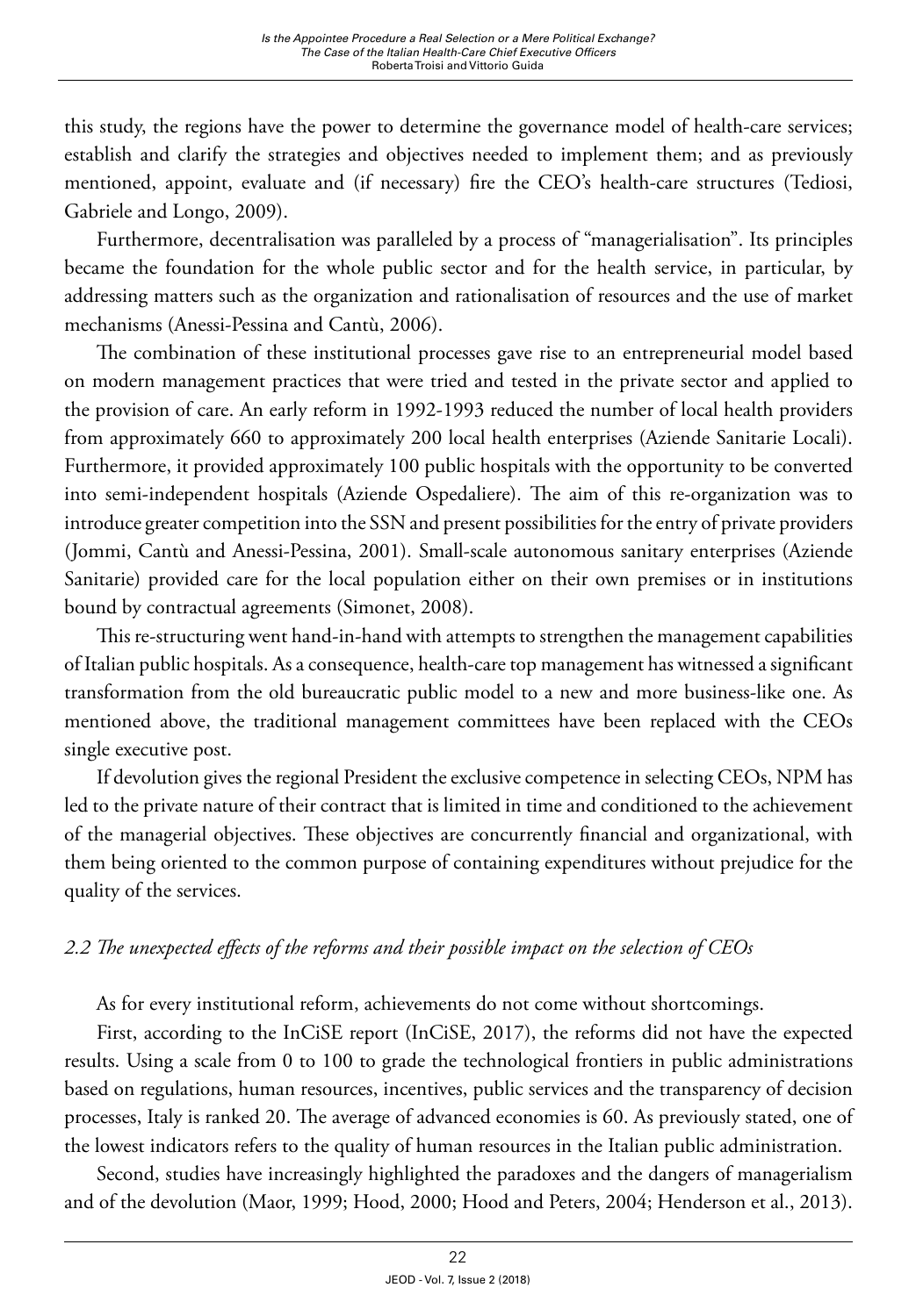this study, the regions have the power to determine the governance model of health-care services; establish and clarify the strategies and objectives needed to implement them; and as previously mentioned, appoint, evaluate and (if necessary) fire the CEO's health-care structures (Tediosi, Gabriele and Longo, 2009).

Furthermore, decentralisation was paralleled by a process of "managerialisation". Its principles became the foundation for the whole public sector and for the health service, in particular, by addressing matters such as the organization and rationalisation of resources and the use of market mechanisms (Anessi-Pessina and Cantù, 2006).

The combination of these institutional processes gave rise to an entrepreneurial model based on modern management practices that were tried and tested in the private sector and applied to the provision of care. An early reform in 1992-1993 reduced the number of local health providers from approximately 660 to approximately 200 local health enterprises (Aziende Sanitarie Locali). Furthermore, it provided approximately 100 public hospitals with the opportunity to be converted into semi-independent hospitals (Aziende Ospedaliere). The aim of this re-organization was to introduce greater competition into the SSN and present possibilities for the entry of private providers (Jommi, Cantù and Anessi-Pessina, 2001). Small-scale autonomous sanitary enterprises (Aziende Sanitarie) provided care for the local population either on their own premises or in institutions bound by contractual agreements (Simonet, 2008).

This re-structuring went hand-in-hand with attempts to strengthen the management capabilities of Italian public hospitals. As a consequence, health-care top management has witnessed a significant transformation from the old bureaucratic public model to a new and more business-like one. As mentioned above, the traditional management committees have been replaced with the CEOs single executive post.

If devolution gives the regional President the exclusive competence in selecting CEOs, NPM has led to the private nature of their contract that is limited in time and conditioned to the achievement of the managerial objectives. These objectives are concurrently financial and organizational, with them being oriented to the common purpose of containing expenditures without prejudice for the quality of the services.

### *2.2 The unexpected effects of the reforms and their possible impact on the selection of CEOs*

As for every institutional reform, achievements do not come without shortcomings.

First, according to the InCiSE report (InCiSE, 2017), the reforms did not have the expected results. Using a scale from 0 to 100 to grade the technological frontiers in public administrations based on regulations, human resources, incentives, public services and the transparency of decision processes, Italy is ranked 20. The average of advanced economies is 60. As previously stated, one of the lowest indicators refers to the quality of human resources in the Italian public administration.

Second, studies have increasingly highlighted the paradoxes and the dangers of managerialism and of the devolution (Maor, 1999; Hood, 2000; Hood and Peters, 2004; Henderson et al., 2013).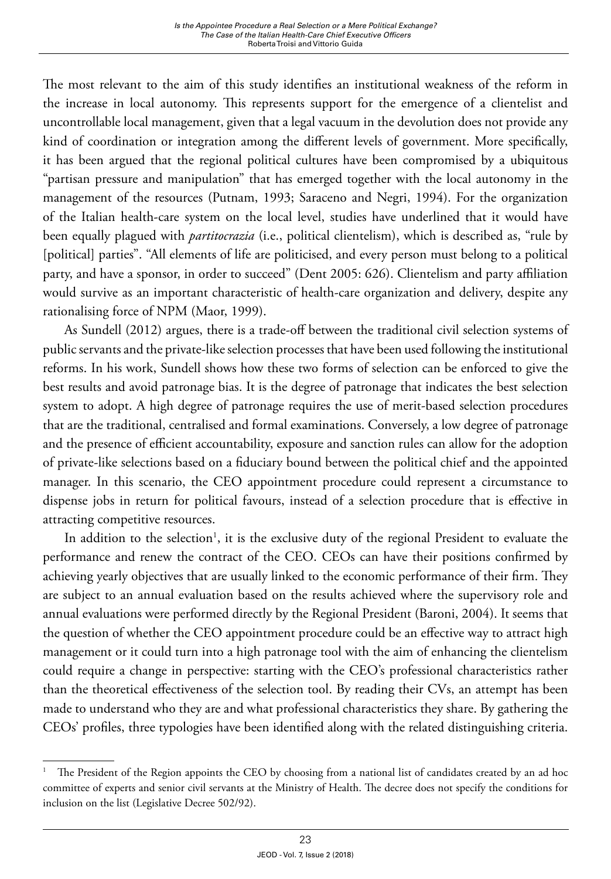The most relevant to the aim of this study identifies an institutional weakness of the reform in the increase in local autonomy. This represents support for the emergence of a clientelist and uncontrollable local management, given that a legal vacuum in the devolution does not provide any kind of coordination or integration among the different levels of government. More specifically, it has been argued that the regional political cultures have been compromised by a ubiquitous "partisan pressure and manipulation" that has emerged together with the local autonomy in the management of the resources (Putnam, 1993; Saraceno and Negri, 1994). For the organization of the Italian health-care system on the local level, studies have underlined that it would have been equally plagued with *partitocrazia* (i.e., political clientelism), which is described as, "rule by [political] parties". "All elements of life are politicised, and every person must belong to a political party, and have a sponsor, in order to succeed" (Dent 2005: 626). Clientelism and party affiliation would survive as an important characteristic of health-care organization and delivery, despite any rationalising force of NPM (Maor, 1999).

As Sundell (2012) argues, there is a trade-off between the traditional civil selection systems of public servants and the private-like selection processes that have been used following the institutional reforms. In his work, Sundell shows how these two forms of selection can be enforced to give the best results and avoid patronage bias. It is the degree of patronage that indicates the best selection system to adopt. A high degree of patronage requires the use of merit-based selection procedures that are the traditional, centralised and formal examinations. Conversely, a low degree of patronage and the presence of efficient accountability, exposure and sanction rules can allow for the adoption of private-like selections based on a fiduciary bound between the political chief and the appointed manager. In this scenario, the CEO appointment procedure could represent a circumstance to dispense jobs in return for political favours, instead of a selection procedure that is effective in attracting competitive resources.

In addition to the selection[1], it is the exclusive duty of the regional President to evaluate the performance and renew the contract of the CEO. CEOs can have their positions confirmed by achieving yearly objectives that are usually linked to the economic performance of their firm. They are subject to an annual evaluation based on the results achieved where the supervisory role and annual evaluations were performed directly by the Regional President (Baroni, 2004). It seems that the question of whether the CEO appointment procedure could be an effective way to attract high management or it could turn into a high patronage tool with the aim of enhancing the clientelism could require a change in perspective: starting with the CEO's professional characteristics rather than the theoretical effectiveness of the selection tool. By reading their CVs, an attempt has been made to understand who they are and what professional characteristics they share. By gathering the CEOs' profiles, three typologies have been identified along with the related distinguishing criteria.

[1] The President of the Region appoints the CEO by choosing from a national list of candidates created by an ad hoc committee of experts and senior civil servants at the Ministry of Health. The decree does not specify the conditions for inclusion on the list (Legislative Decree 502/92).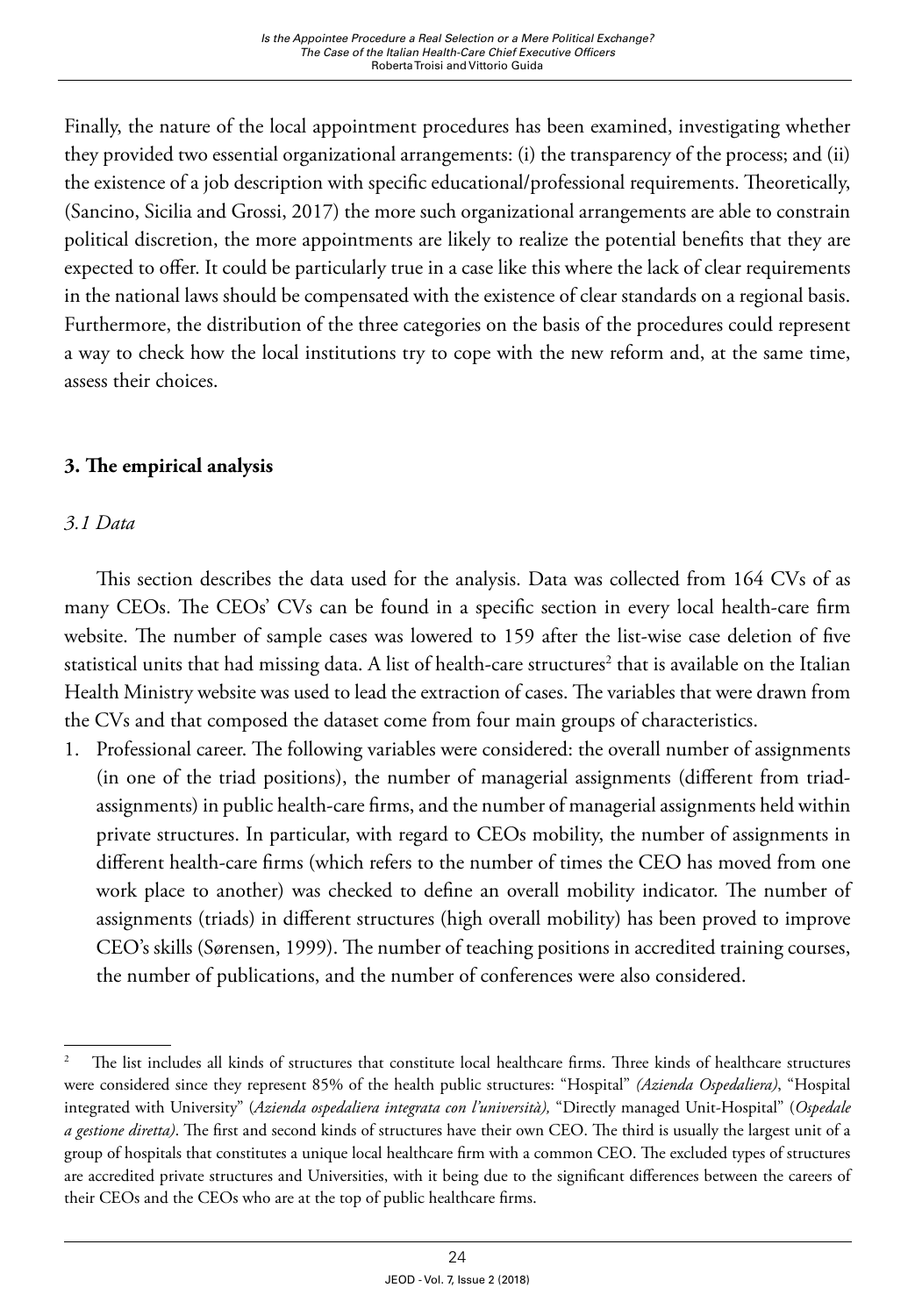Finally, the nature of the local appointment procedures has been examined, investigating whether they provided two essential organizational arrangements: (i) the transparency of the process; and (ii) the existence of a job description with specific educational/professional requirements. Theoretically, (Sancino, Sicilia and Grossi, 2017) the more such organizational arrangements are able to constrain political discretion, the more appointments are likely to realize the potential benefits that they are expected to offer. It could be particularly true in a case like this where the lack of clear requirements in the national laws should be compensated with the existence of clear standards on a regional basis. Furthermore, the distribution of the three categories on the basis of the procedures could represent a way to check how the local institutions try to cope with the new reform and, at the same time, assess their choices.

## 3. The empirical analysis

### *3.1 Data*

This section describes the data used for the analysis. Data was collected from 164 CVs of as many CEOs. The CEOs' CVs can be found in a specific section in every local health-care firm website. The number of sample cases was lowered to 159 after the list-wise case deletion of five statistical units that had missing data. A list of health-care structures[2] that is available on the Italian Health Ministry website was used to lead the extraction of cases. The variables that were drawn from the CVs and that composed the dataset come from four main groups of characteristics.

1. Professional career. The following variables were considered: the overall number of assignments (in one of the triad positions), the number of managerial assignments (different from triad-assignments) in public health-care firms, and the number of managerial assignments held within private structures. In particular, with regard to CEOs mobility, the number of assignments in different health-care firms (which refers to the number of times the CEO has moved from one work place to another) was checked to define an overall mobility indicator. The number of assignments (triads) in different structures (high overall mobility) has been proved to improve CEO's skills (Sørensen, 1999). The number of teaching positions in accredited training courses, the number of publications, and the number of conferences were also considered.

[2] The list includes all kinds of structures that constitute local healthcare firms. Three kinds of healthcare structures were considered since they represent 85% of the health public structures: "Hospital" *(Azienda Ospedaliera)*, "Hospital integrated with University" (*Azienda ospedaliera integrata con l'università),* "Directly managed Unit-Hospital" (*Ospedale a gestione diretta)*. The first and second kinds of structures have their own CEO. The third is usually the largest unit of a group of hospitals that constitutes a unique local healthcare firm with a common CEO. The excluded types of structures are accredited private structures and Universities, with it being due to the significant differences between the careers of their CEOs and the CEOs who are at the top of public healthcare firms.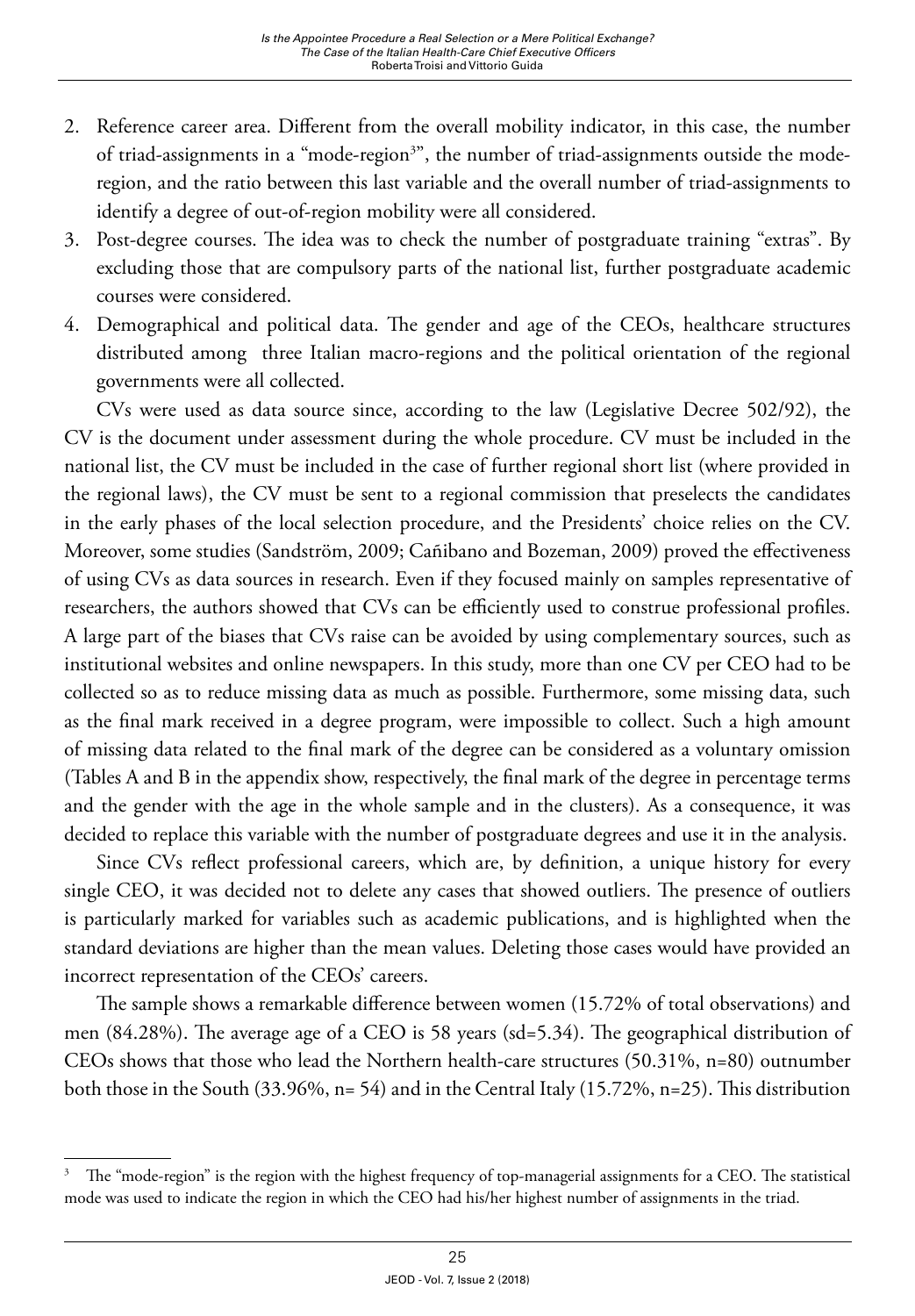2. Reference career area. Different from the overall mobility indicator, in this case, the number of triad-assignments in a "mode-region[3]", the number of triad-assignments outside the mode-region, and the ratio between this last variable and the overall number of triad-assignments to identify a degree of out-of-region mobility were all considered.
3. Post-degree courses. The idea was to check the number of postgraduate training "extras". By excluding those that are compulsory parts of the national list, further postgraduate academic courses were considered.
4. Demographical and political data. The gender and age of the CEOs, healthcare structures distributed among three Italian macro-regions and the political orientation of the regional governments were all collected.

CVs were used as data source since, according to the law (Legislative Decree 502/92), the CV is the document under assessment during the whole procedure. CV must be included in the national list, the CV must be included in the case of further regional short list (where provided in the regional laws), the CV must be sent to a regional commission that preselects the candidates in the early phases of the local selection procedure, and the Presidents' choice relies on the CV. Moreover, some studies (Sandström, 2009; Cañibano and Bozeman, 2009) proved the effectiveness of using CVs as data sources in research. Even if they focused mainly on samples representative of researchers, the authors showed that CVs can be efficiently used to construe professional profiles. A large part of the biases that CVs raise can be avoided by using complementary sources, such as institutional websites and online newspapers. In this study, more than one CV per CEO had to be collected so as to reduce missing data as much as possible. Furthermore, some missing data, such as the final mark received in a degree program, were impossible to collect. Such a high amount of missing data related to the final mark of the degree can be considered as a voluntary omission (Tables A and B in the appendix show, respectively, the final mark of the degree in percentage terms and the gender with the age in the whole sample and in the clusters). As a consequence, it was decided to replace this variable with the number of postgraduate degrees and use it in the analysis.

Since CVs reflect professional careers, which are, by definition, a unique history for every single CEO, it was decided not to delete any cases that showed outliers. The presence of outliers is particularly marked for variables such as academic publications, and is highlighted when the standard deviations are higher than the mean values. Deleting those cases would have provided an incorrect representation of the CEOs' careers.

The sample shows a remarkable difference between women (15.72% of total observations) and men (84.28%). The average age of a CEO is 58 years (sd=5.34). The geographical distribution of CEOs shows that those who lead the Northern health-care structures (50.31%, n=80) outnumber both those in the South (33.96%, n= 54) and in the Central Italy (15.72%, n=25). This distribution

[3] The "mode-region" is the region with the highest frequency of top-managerial assignments for a CEO. The statistical mode was used to indicate the region in which the CEO had his/her highest number of assignments in the triad.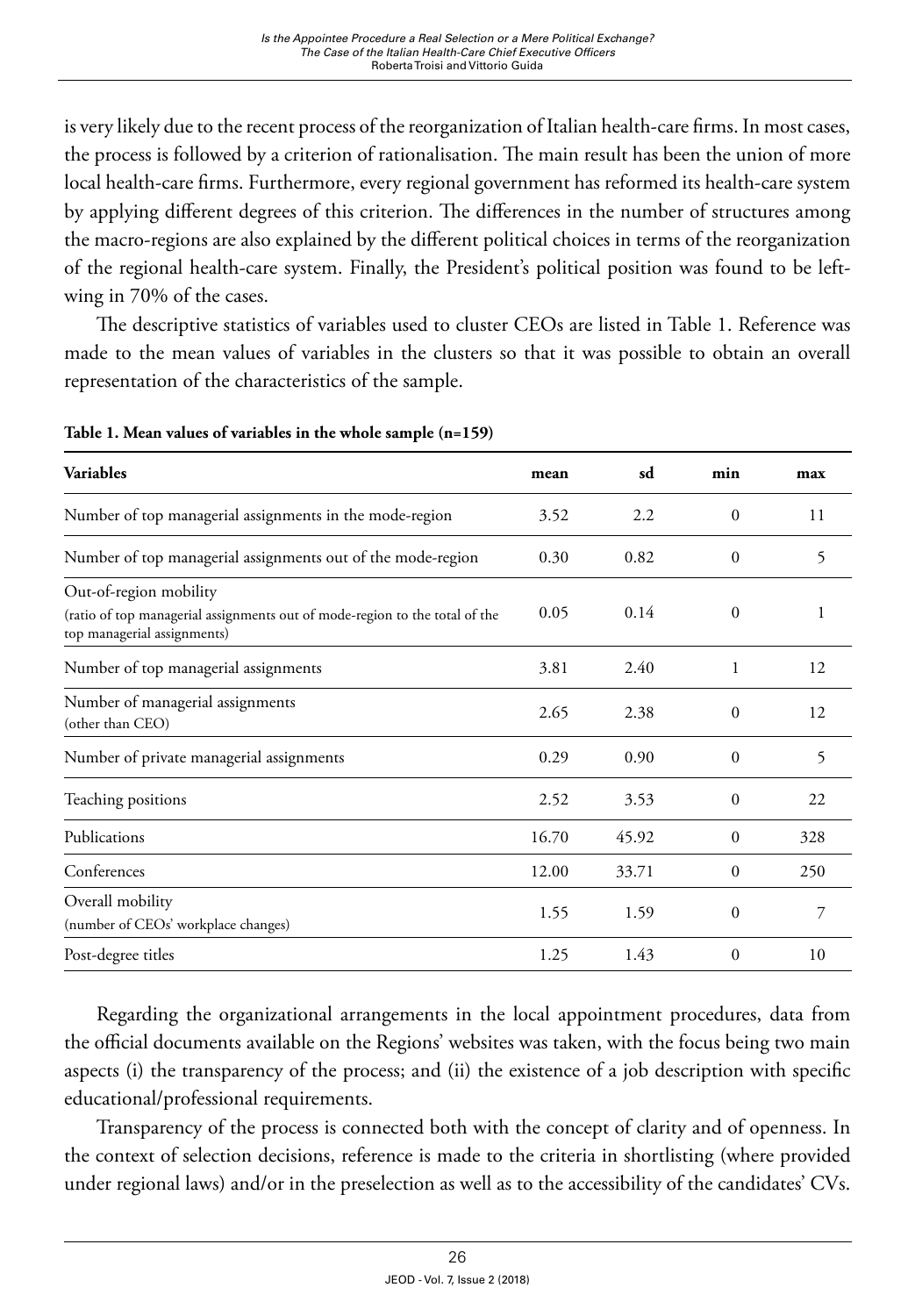is very likely due to the recent process of the reorganization of Italian health-care firms. In most cases, the process is followed by a criterion of rationalisation. The main result has been the union of more local health-care firms. Furthermore, every regional government has reformed its health-care system by applying different degrees of this criterion. The differences in the number of structures among the macro-regions are also explained by the different political choices in terms of the reorganization of the regional health-care system. Finally, the President's political position was found to be left-wing in 70% of the cases.

The descriptive statistics of variables used to cluster CEOs are listed in Table 1. Reference was made to the mean values of variables in the clusters so that it was possible to obtain an overall representation of the characteristics of the sample.

**Table 1. Mean values of variables in the whole sample (n=159)**

| Variables | mean | sd | min | max |
|---|---|---|---|---|
| Number of top managerial assignments in the mode-region | 3.52 | 2.2 | 0 | 11 |
| Number of top managerial assignments out of the mode-region | 0.30 | 0.82 | 0 | 5 |
| Out-of-region mobility (ratio of top managerial assignments out of mode-region to the total of the top managerial assignments) | 0.05 | 0.14 | 0 | 1 |
| Number of top managerial assignments | 3.81 | 2.40 | 1 | 12 |
| Number of managerial assignments (other than CEO) | 2.65 | 2.38 | 0 | 12 |
| Number of private managerial assignments | 0.29 | 0.90 | 0 | 5 |
| Teaching positions | 2.52 | 3.53 | 0 | 22 |
| Publications | 16.70 | 45.92 | 0 | 328 |
| Conferences | 12.00 | 33.71 | 0 | 250 |
| Overall mobility (number of CEOs' workplace changes) | 1.55 | 1.59 | 0 | 7 |
| Post-degree titles | 1.25 | 1.43 | 0 | 10 |

Regarding the organizational arrangements in the local appointment procedures, data from the official documents available on the Regions' websites was taken, with the focus being two main aspects (i) the transparency of the process; and (ii) the existence of a job description with specific educational/professional requirements.

Transparency of the process is connected both with the concept of clarity and of openness. In the context of selection decisions, reference is made to the criteria in shortlisting (where provided under regional laws) and/or in the preselection as well as to the accessibility of the candidates' CVs.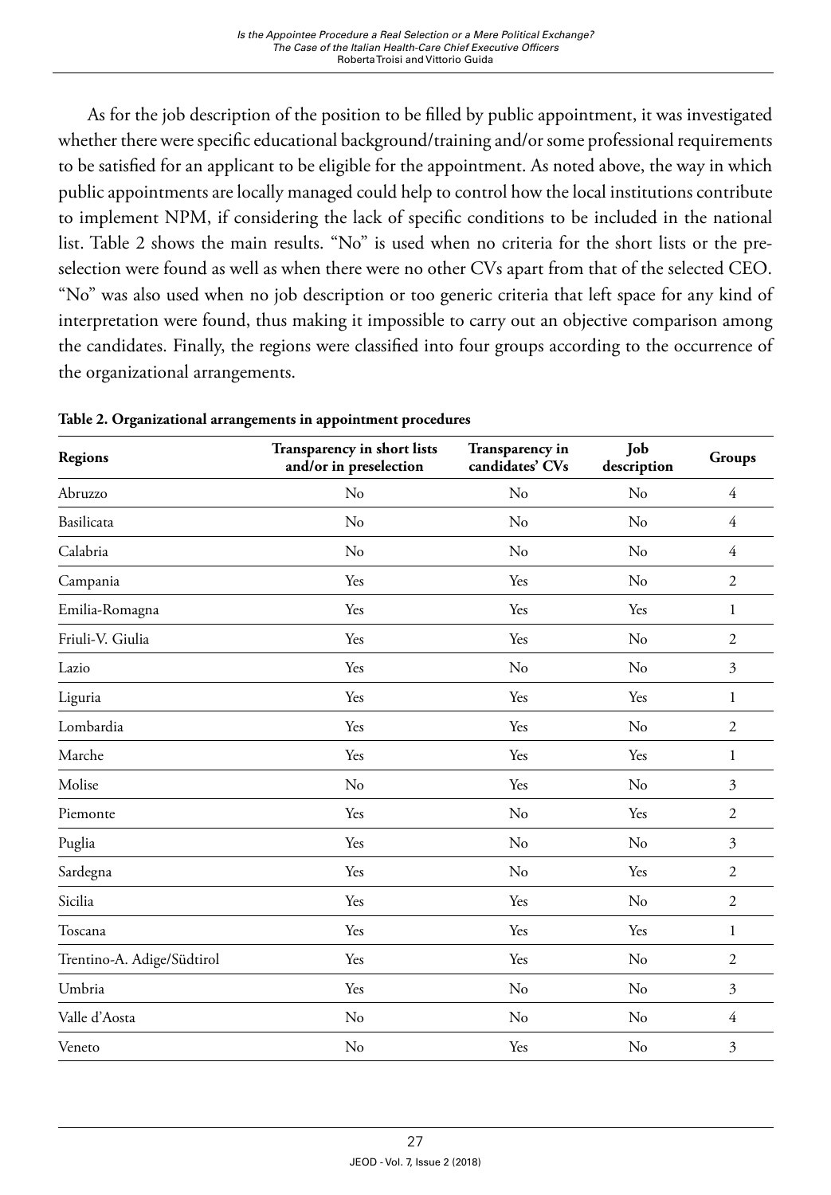As for the job description of the position to be filled by public appointment, it was investigated whether there were specific educational background/training and/or some professional requirements to be satisfied for an applicant to be eligible for the appointment. As noted above, the way in which public appointments are locally managed could help to control how the local institutions contribute to implement NPM, if considering the lack of specific conditions to be included in the national list. Table 2 shows the main results. "No" is used when no criteria for the short lists or the preselection were found as well as when there were no other CVs apart from that of the selected CEO. "No" was also used when no job description or too generic criteria that left space for any kind of interpretation were found, thus making it impossible to carry out an objective comparison among the candidates. Finally, the regions were classified into four groups according to the occurrence of the organizational arrangements.

**Table 2. Organizational arrangements in appointment procedures**

| Regions | Transparency in short lists and/or in preselection | Transparency in candidates' CVs | Job description | Groups |
|---|---|---|---|---|
| Abruzzo | No | No | No | 4 |
| Basilicata | No | No | No | 4 |
| Calabria | No | No | No | 4 |
| Campania | Yes | Yes | No | 2 |
| Emilia-Romagna | Yes | Yes | Yes | 1 |
| Friuli-V. Giulia | Yes | Yes | No | 2 |
| Lazio | Yes | No | No | 3 |
| Liguria | Yes | Yes | Yes | 1 |
| Lombardia | Yes | Yes | No | 2 |
| Marche | Yes | Yes | Yes | 1 |
| Molise | No | Yes | No | 3 |
| Piemonte | Yes | No | Yes | 2 |
| Puglia | Yes | No | No | 3 |
| Sardegna | Yes | No | Yes | 2 |
| Sicilia | Yes | Yes | No | 2 |
| Toscana | Yes | Yes | Yes | 1 |
| Trentino-A. Adige/Südtirol | Yes | Yes | No | 2 |
| Umbria | Yes | No | No | 3 |
| Valle d'Aosta | No | No | No | 4 |
| Veneto | No | Yes | No | 3 |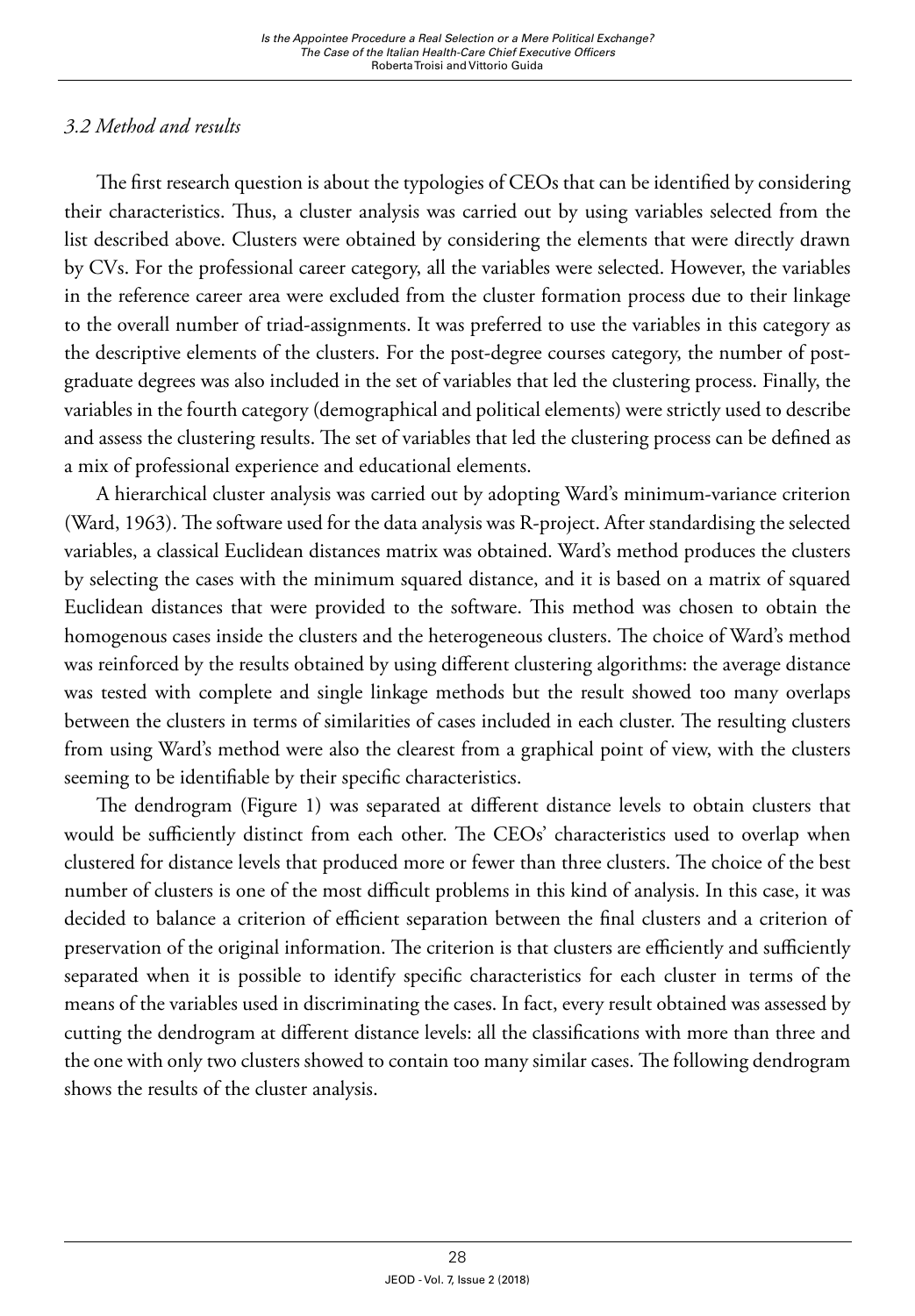### *3.2 Method and results*

The first research question is about the typologies of CEOs that can be identified by considering their characteristics. Thus, a cluster analysis was carried out by using variables selected from the list described above. Clusters were obtained by considering the elements that were directly drawn by CVs. For the professional career category, all the variables were selected. However, the variables in the reference career area were excluded from the cluster formation process due to their linkage to the overall number of triad-assignments. It was preferred to use the variables in this category as the descriptive elements of the clusters. For the post-degree courses category, the number of post-graduate degrees was also included in the set of variables that led the clustering process. Finally, the variables in the fourth category (demographical and political elements) were strictly used to describe and assess the clustering results. The set of variables that led the clustering process can be defined as a mix of professional experience and educational elements.

A hierarchical cluster analysis was carried out by adopting Ward's minimum-variance criterion (Ward, 1963). The software used for the data analysis was R-project. After standardising the selected variables, a classical Euclidean distances matrix was obtained. Ward's method produces the clusters by selecting the cases with the minimum squared distance, and it is based on a matrix of squared Euclidean distances that were provided to the software. This method was chosen to obtain the homogenous cases inside the clusters and the heterogeneous clusters. The choice of Ward's method was reinforced by the results obtained by using different clustering algorithms: the average distance was tested with complete and single linkage methods but the result showed too many overlaps between the clusters in terms of similarities of cases included in each cluster. The resulting clusters from using Ward's method were also the clearest from a graphical point of view, with the clusters seeming to be identifiable by their specific characteristics.

The dendrogram (Figure 1) was separated at different distance levels to obtain clusters that would be sufficiently distinct from each other. The CEOs' characteristics used to overlap when clustered for distance levels that produced more or fewer than three clusters. The choice of the best number of clusters is one of the most difficult problems in this kind of analysis. In this case, it was decided to balance a criterion of efficient separation between the final clusters and a criterion of preservation of the original information. The criterion is that clusters are efficiently and sufficiently separated when it is possible to identify specific characteristics for each cluster in terms of the means of the variables used in discriminating the cases. In fact, every result obtained was assessed by cutting the dendrogram at different distance levels: all the classifications with more than three and the one with only two clusters showed to contain too many similar cases. The following dendrogram shows the results of the cluster analysis.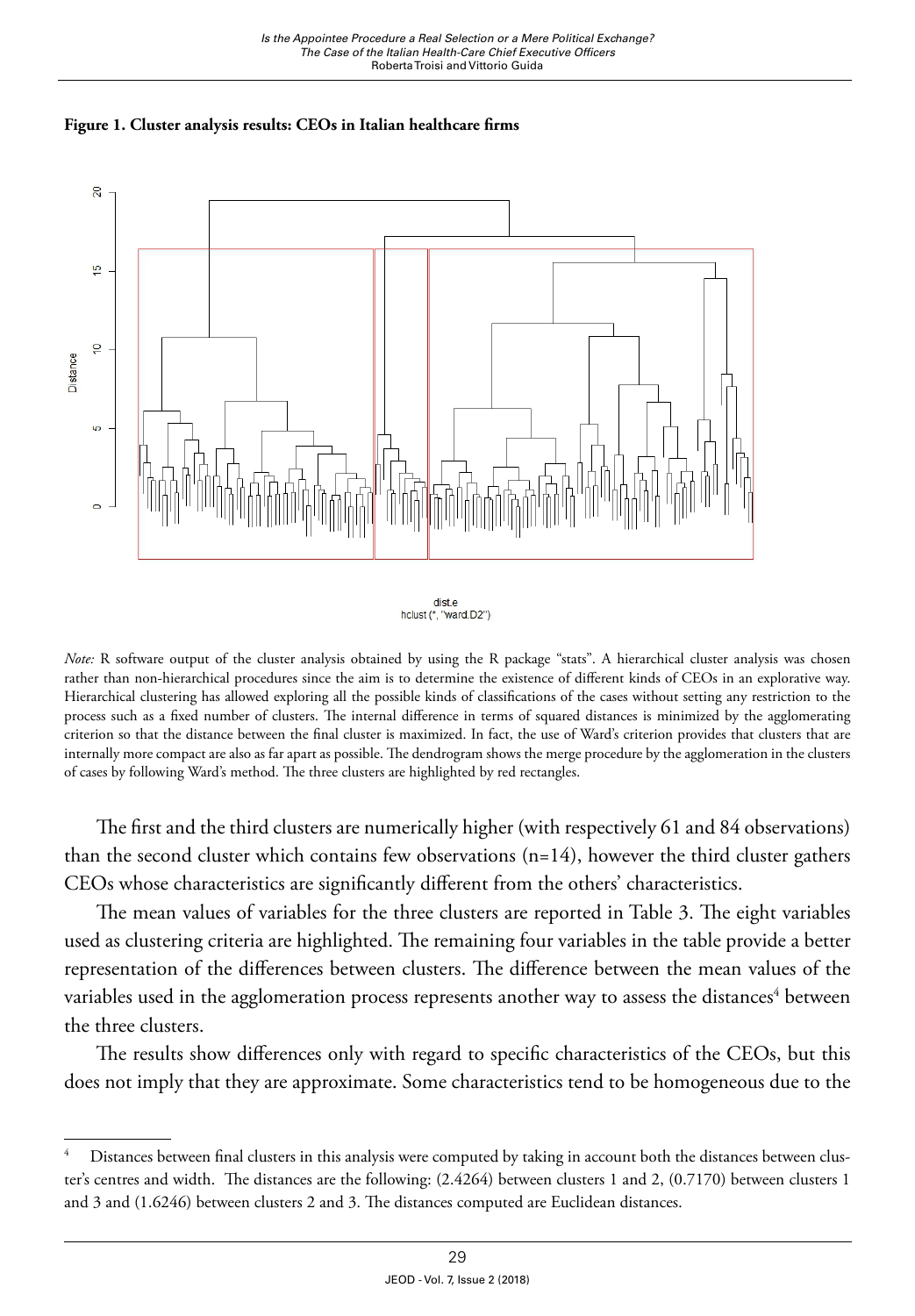**Figure 1. Cluster analysis results: CEOs in Italian healthcare firms**

20

15

10

5

0

Distance

dist.e
hclust (*, "ward.D2")

*Note:* R software output of the cluster analysis obtained by using the R package "stats". A hierarchical cluster analysis was chosen rather than non-hierarchical procedures since the aim is to determine the existence of different kinds of CEOs in an explorative way. Hierarchical clustering has allowed exploring all the possible kinds of classifications of the cases without setting any restriction to the process such as a fixed number of clusters. The internal difference in terms of squared distances is minimized by the agglomerating criterion so that the distance between the final cluster is maximized. In fact, the use of Ward's criterion provides that clusters that are internally more compact are also as far apart as possible. The dendrogram shows the merge procedure by the agglomeration in the clusters of cases by following Ward's method. The three clusters are highlighted by red rectangles.

The first and the third clusters are numerically higher (with respectively 61 and 84 observations) than the second cluster which contains few observations (n=14), however the third cluster gathers CEOs whose characteristics are significantly different from the others' characteristics.

The mean values of variables for the three clusters are reported in Table 3. The eight variables used as clustering criteria are highlighted. The remaining four variables in the table provide a better representation of the differences between clusters. The difference between the mean values of the variables used in the agglomeration process represents another way to assess the distances[4] between the three clusters.

The results show differences only with regard to specific characteristics of the CEOs, but this does not imply that they are approximate. Some characteristics tend to be homogeneous due to the

[4] Distances between final clusters in this analysis were computed by taking in account both the distances between cluster's centres and width. The distances are the following: (2.4264) between clusters 1 and 2, (0.7170) between clusters 1 and 3 and (1.6246) between clusters 2 and 3. The distances computed are Euclidean distances.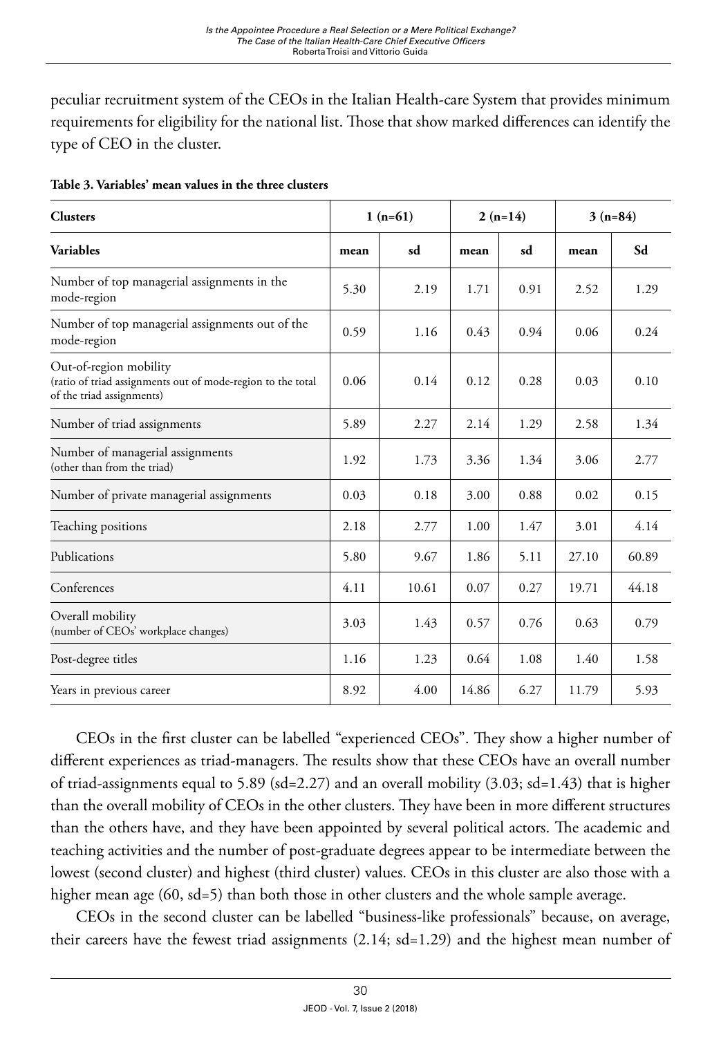peculiar recruitment system of the CEOs in the Italian Health-care System that provides minimum requirements for eligibility for the national list. Those that show marked differences can identify the type of CEO in the cluster.

**Table 3. Variables' mean values in the three clusters**

| Clusters | 1 (n=61) | | 2 (n=14) | | 3 (n=84) | |
|---|---|---|---|---|---|---|
| **Variables** | **mean** | **sd** | **mean** | **sd** | **mean** | **Sd** |
| Number of top managerial assignments in the mode-region | 5.30 | 2.19 | 1.71 | 0.91 | 2.52 | 1.29 |
| Number of top managerial assignments out of the mode-region | 0.59 | 1.16 | 0.43 | 0.94 | 0.06 | 0.24 |
| Out-of-region mobility (ratio of triad assignments out of mode-region to the total of the triad assignments) | 0.06 | 0.14 | 0.12 | 0.28 | 0.03 | 0.10 |
| Number of triad assignments | 5.89 | 2.27 | 2.14 | 1.29 | 2.58 | 1.34 |
| Number of managerial assignments (other than from the triad) | 1.92 | 1.73 | 3.36 | 1.34 | 3.06 | 2.77 |
| Number of private managerial assignments | 0.03 | 0.18 | 3.00 | 0.88 | 0.02 | 0.15 |
| Teaching positions | 2.18 | 2.77 | 1.00 | 1.47 | 3.01 | 4.14 |
| Publications | 5.80 | 9.67 | 1.86 | 5.11 | 27.10 | 60.89 |
| Conferences | 4.11 | 10.61 | 0.07 | 0.27 | 19.71 | 44.18 |
| Overall mobility (number of CEOs' workplace changes) | 3.03 | 1.43 | 0.57 | 0.76 | 0.63 | 0.79 |
| Post-degree titles | 1.16 | 1.23 | 0.64 | 1.08 | 1.40 | 1.58 |
| Years in previous career | 8.92 | 4.00 | 14.86 | 6.27 | 11.79 | 5.93 |

CEOs in the first cluster can be labelled "experienced CEOs". They show a higher number of different experiences as triad-managers. The results show that these CEOs have an overall number of triad-assignments equal to 5.89 (sd=2.27) and an overall mobility (3.03; sd=1.43) that is higher than the overall mobility of CEOs in the other clusters. They have been in more different structures than the others have, and they have been appointed by several political actors. The academic and teaching activities and the number of post-graduate degrees appear to be intermediate between the lowest (second cluster) and highest (third cluster) values. CEOs in this cluster are also those with a higher mean age (60, sd=5) than both those in other clusters and the whole sample average.

CEOs in the second cluster can be labelled "business-like professionals" because, on average, their careers have the fewest triad assignments (2.14; sd=1.29) and the highest mean number of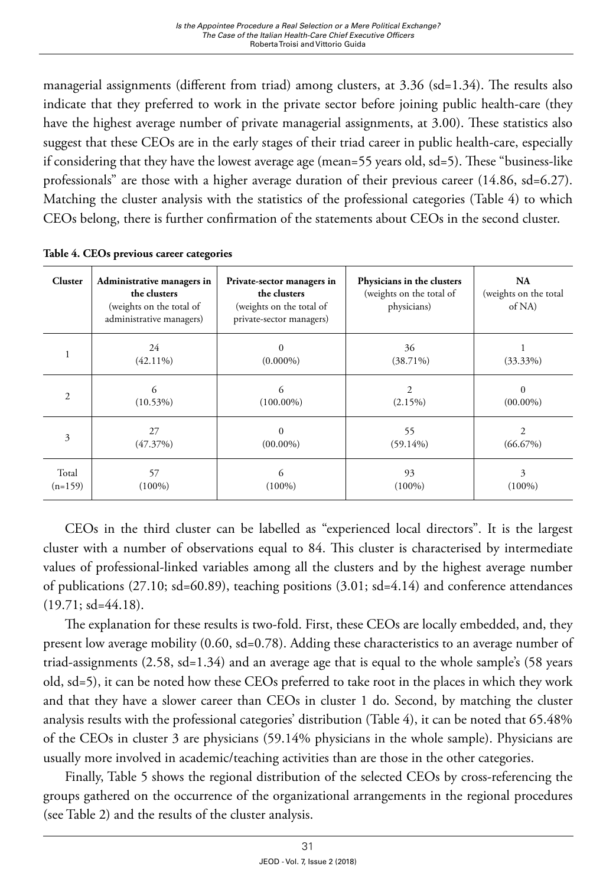managerial assignments (different from triad) among clusters, at 3.36 (sd=1.34). The results also indicate that they preferred to work in the private sector before joining public health-care (they have the highest average number of private managerial assignments, at 3.00). These statistics also suggest that these CEOs are in the early stages of their triad career in public health-care, especially if considering that they have the lowest average age (mean=55 years old, sd=5). These "business-like professionals" are those with a higher average duration of their previous career (14.86, sd=6.27). Matching the cluster analysis with the statistics of the professional categories (Table 4) to which CEOs belong, there is further confirmation of the statements about CEOs in the second cluster.

**Table 4. CEOs previous career categories**

| Cluster | Administrative managers in the clusters (weights on the total of administrative managers) | Private-sector managers in the clusters (weights on the total of private-sector managers) | Physicians in the clusters (weights on the total of physicians) | NA (weights on the total of NA) |
|---|---|---|---|---|
| 1 | 24 (42.11%) | 0 (0.000%) | 36 (38.71%) | 1 (33.33%) |
| 2 | 6 (10.53%) | 6 (100.00%) | 2 (2.15%) | 0 (00.00%) |
| 3 | 27 (47.37%) | 0 (00.00%) | 55 (59.14%) | 2 (66.67%) |
| Total (n=159) | 57 (100%) | 6 (100%) | 93 (100%) | 3 (100%) |

CEOs in the third cluster can be labelled as "experienced local directors". It is the largest cluster with a number of observations equal to 84. This cluster is characterised by intermediate values of professional-linked variables among all the clusters and by the highest average number of publications (27.10; sd=60.89), teaching positions (3.01; sd=4.14) and conference attendances (19.71; sd=44.18).

The explanation for these results is two-fold. First, these CEOs are locally embedded, and, they present low average mobility (0.60, sd=0.78). Adding these characteristics to an average number of triad-assignments (2.58, sd=1.34) and an average age that is equal to the whole sample's (58 years old, sd=5), it can be noted how these CEOs preferred to take root in the places in which they work and that they have a slower career than CEOs in cluster 1 do. Second, by matching the cluster analysis results with the professional categories' distribution (Table 4), it can be noted that 65.48% of the CEOs in cluster 3 are physicians (59.14% physicians in the whole sample). Physicians are usually more involved in academic/teaching activities than are those in the other categories.

Finally, Table 5 shows the regional distribution of the selected CEOs by cross-referencing the groups gathered on the occurrence of the organizational arrangements in the regional procedures (see Table 2) and the results of the cluster analysis.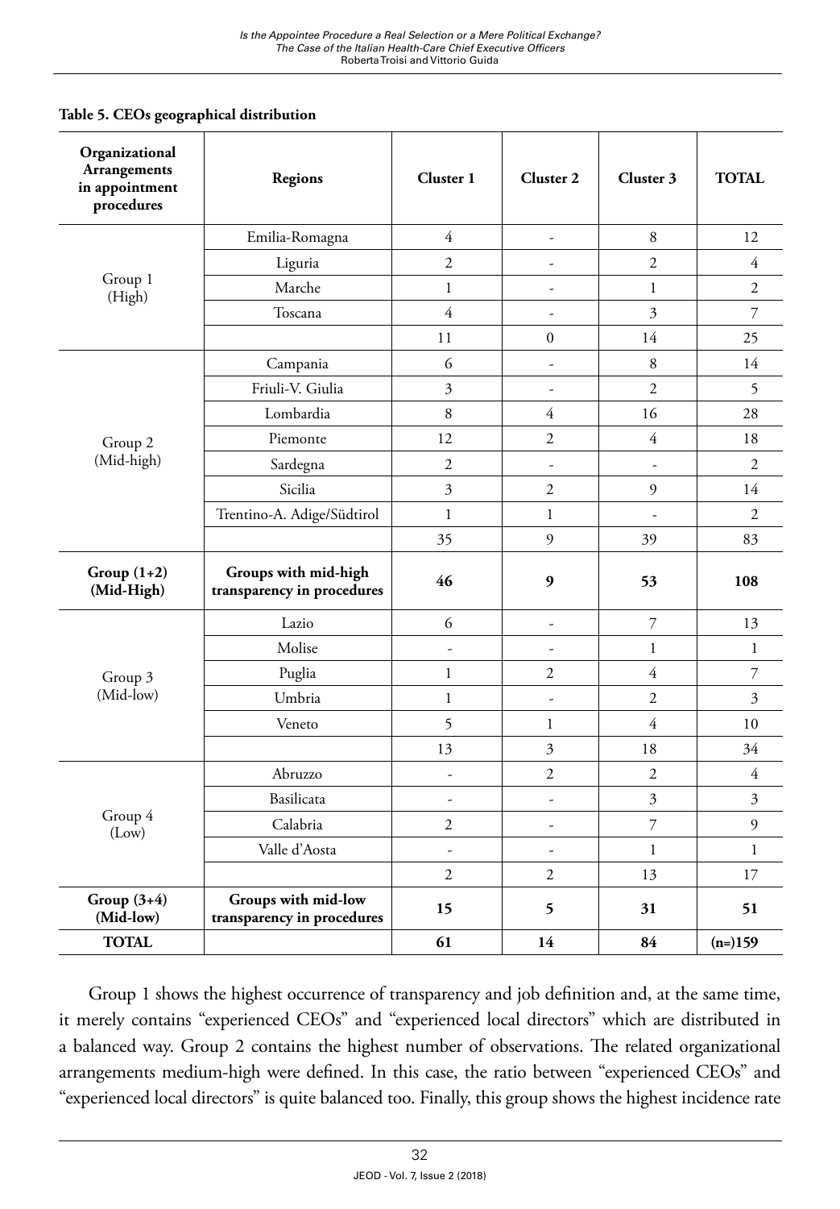**Table 5. CEOs geographical distribution**

| Organizational Arrangements in appointment procedures | Regions | Cluster 1 | Cluster 2 | Cluster 3 | TOTAL |
|---|---|---|---|---|---|
| Group 1 (High) | Emilia-Romagna | 4 | - | 8 | 12 |
| | Liguria | 2 | - | 2 | 4 |
| | Marche | 1 | - | 1 | 2 |
| | Toscana | 4 | - | 3 | 7 |
| | | 11 | 0 | 14 | 25 |
| Group 2 (Mid-high) | Campania | 6 | - | 8 | 14 |
| | Friuli-V. Giulia | 3 | - | 2 | 5 |
| | Lombardia | 8 | 4 | 16 | 28 |
| | Piemonte | 12 | 2 | 4 | 18 |
| | Sardegna | 2 | - | - | 2 |
| | Sicilia | 3 | 2 | 9 | 14 |
| | Trentino-A. Adige/Südtirol | 1 | 1 | - | 2 |
| | | 35 | 9 | 39 | 83 |
| **Group (1+2) (Mid-High)** | **Groups with mid-high transparency in procedures** | **46** | **9** | **53** | **108** |
| Group 3 (Mid-low) | Lazio | 6 | - | 7 | 13 |
| | Molise | - | - | 1 | 1 |
| | Puglia | 1 | 2 | 4 | 7 |
| | Umbria | 1 | - | 2 | 3 |
| | Veneto | 5 | 1 | 4 | 10 |
| | | 13 | 3 | 18 | 34 |
| Group 4 (Low) | Abruzzo | - | 2 | 2 | 4 |
| | Basilicata | - | - | 3 | 3 |
| | Calabria | 2 | - | 7 | 9 |
| | Valle d'Aosta | - | - | 1 | 1 |
| | | 2 | 2 | 13 | 17 |
| **Group (3+4) (Mid-low)** | **Groups with mid-low transparency in procedures** | **15** | **5** | **31** | **51** |
| **TOTAL** | | **61** | **14** | **84** | **(n=)159** |

Group 1 shows the highest occurrence of transparency and job definition and, at the same time, it merely contains "experienced CEOs" and "experienced local directors" which are distributed in a balanced way. Group 2 contains the highest number of observations. The related organizational arrangements medium-high were defined. In this case, the ratio between "experienced CEOs" and "experienced local directors" is quite balanced too. Finally, this group shows the highest incidence rate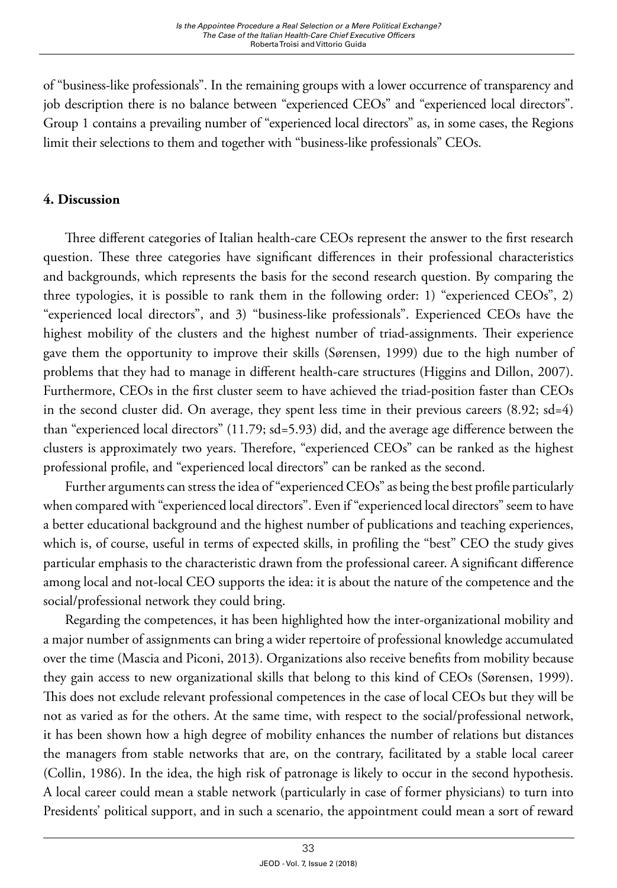of "business-like professionals". In the remaining groups with a lower occurrence of transparency and job description there is no balance between "experienced CEOs" and "experienced local directors". Group 1 contains a prevailing number of "experienced local directors" as, in some cases, the Regions limit their selections to them and together with "business-like professionals" CEOs.

## 4. Discussion

Three different categories of Italian health-care CEOs represent the answer to the first research question. These three categories have significant differences in their professional characteristics and backgrounds, which represents the basis for the second research question. By comparing the three typologies, it is possible to rank them in the following order: 1) "experienced CEOs", 2) "experienced local directors", and 3) "business-like professionals". Experienced CEOs have the highest mobility of the clusters and the highest number of triad-assignments. Their experience gave them the opportunity to improve their skills (Sørensen, 1999) due to the high number of problems that they had to manage in different health-care structures (Higgins and Dillon, 2007). Furthermore, CEOs in the first cluster seem to have achieved the triad-position faster than CEOs in the second cluster did. On average, they spent less time in their previous careers (8.92; sd=4) than "experienced local directors" (11.79; sd=5.93) did, and the average age difference between the clusters is approximately two years. Therefore, "experienced CEOs" can be ranked as the highest professional profile, and "experienced local directors" can be ranked as the second.

Further arguments can stress the idea of "experienced CEOs" as being the best profile particularly when compared with "experienced local directors". Even if "experienced local directors" seem to have a better educational background and the highest number of publications and teaching experiences, which is, of course, useful in terms of expected skills, in profiling the "best" CEO the study gives particular emphasis to the characteristic drawn from the professional career. A significant difference among local and not-local CEO supports the idea: it is about the nature of the competence and the social/professional network they could bring.

Regarding the competences, it has been highlighted how the inter-organizational mobility and a major number of assignments can bring a wider repertoire of professional knowledge accumulated over the time (Mascia and Piconi, 2013). Organizations also receive benefits from mobility because they gain access to new organizational skills that belong to this kind of CEOs (Sørensen, 1999). This does not exclude relevant professional competences in the case of local CEOs but they will be not as varied as for the others. At the same time, with respect to the social/professional network, it has been shown how a high degree of mobility enhances the number of relations but distances the managers from stable networks that are, on the contrary, facilitated by a stable local career (Collin, 1986). In the idea, the high risk of patronage is likely to occur in the second hypothesis. A local career could mean a stable network (particularly in case of former physicians) to turn into Presidents' political support, and in such a scenario, the appointment could mean a sort of reward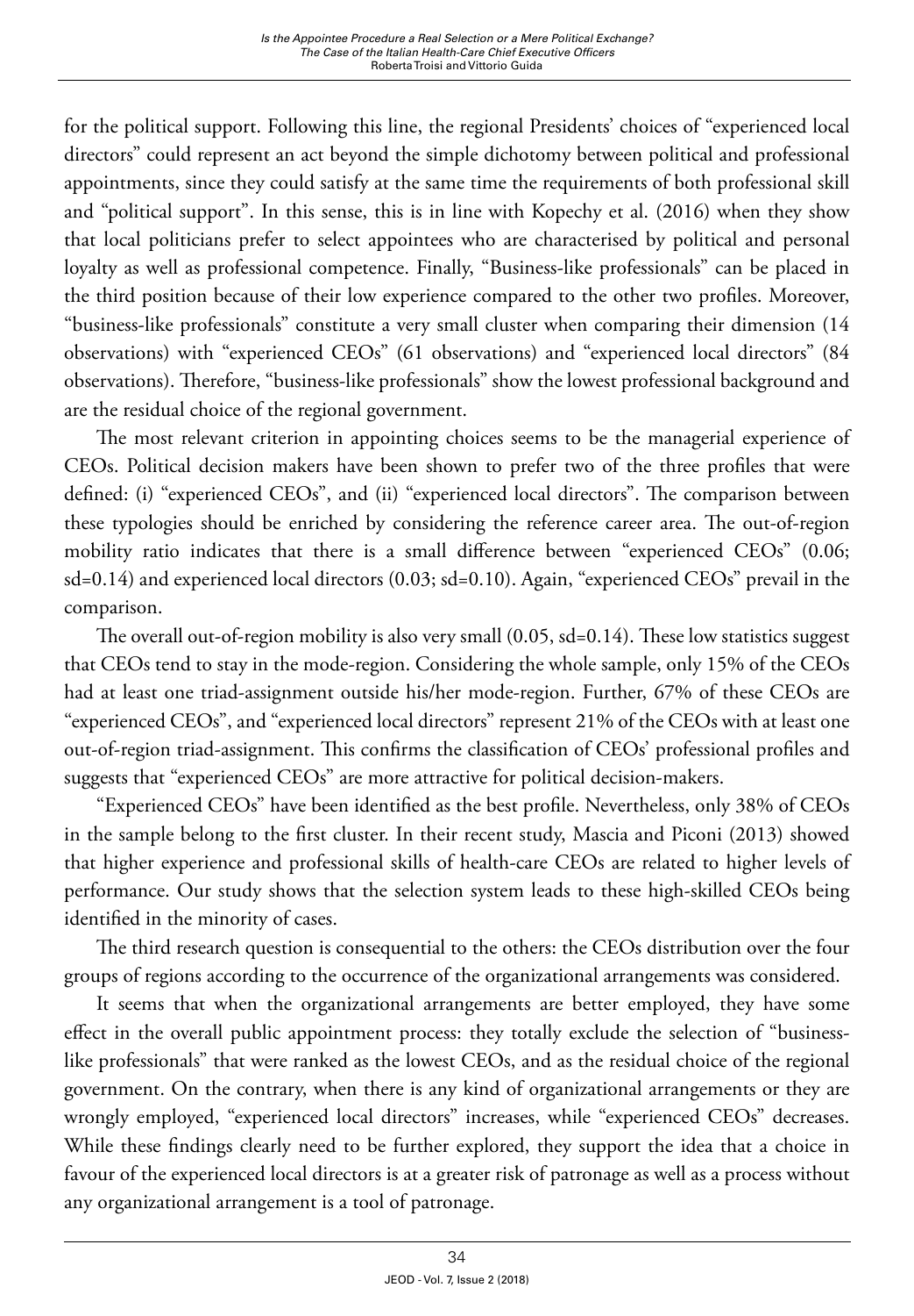for the political support. Following this line, the regional Presidents' choices of "experienced local directors" could represent an act beyond the simple dichotomy between political and professional appointments, since they could satisfy at the same time the requirements of both professional skill and "political support". In this sense, this is in line with Kopechy et al. (2016) when they show that local politicians prefer to select appointees who are characterised by political and personal loyalty as well as professional competence. Finally, "Business-like professionals" can be placed in the third position because of their low experience compared to the other two profiles. Moreover, "business-like professionals" constitute a very small cluster when comparing their dimension (14 observations) with "experienced CEOs" (61 observations) and "experienced local directors" (84 observations). Therefore, "business-like professionals" show the lowest professional background and are the residual choice of the regional government.

The most relevant criterion in appointing choices seems to be the managerial experience of CEOs. Political decision makers have been shown to prefer two of the three profiles that were defined: (i) "experienced CEOs", and (ii) "experienced local directors". The comparison between these typologies should be enriched by considering the reference career area. The out-of-region mobility ratio indicates that there is a small difference between "experienced CEOs" (0.06; sd=0.14) and experienced local directors (0.03; sd=0.10). Again, "experienced CEOs" prevail in the comparison.

The overall out-of-region mobility is also very small (0.05, sd=0.14). These low statistics suggest that CEOs tend to stay in the mode-region. Considering the whole sample, only 15% of the CEOs had at least one triad-assignment outside his/her mode-region. Further, 67% of these CEOs are "experienced CEOs", and "experienced local directors" represent 21% of the CEOs with at least one out-of-region triad-assignment. This confirms the classification of CEOs' professional profiles and suggests that "experienced CEOs" are more attractive for political decision-makers.

"Experienced CEOs" have been identified as the best profile. Nevertheless, only 38% of CEOs in the sample belong to the first cluster. In their recent study, Mascia and Piconi (2013) showed that higher experience and professional skills of health-care CEOs are related to higher levels of performance. Our study shows that the selection system leads to these high-skilled CEOs being identified in the minority of cases.

The third research question is consequential to the others: the CEOs distribution over the four groups of regions according to the occurrence of the organizational arrangements was considered.

It seems that when the organizational arrangements are better employed, they have some effect in the overall public appointment process: they totally exclude the selection of "business-like professionals" that were ranked as the lowest CEOs, and as the residual choice of the regional government. On the contrary, when there is any kind of organizational arrangements or they are wrongly employed, "experienced local directors" increases, while "experienced CEOs" decreases. While these findings clearly need to be further explored, they support the idea that a choice in favour of the experienced local directors is at a greater risk of patronage as well as a process without any organizational arrangement is a tool of patronage.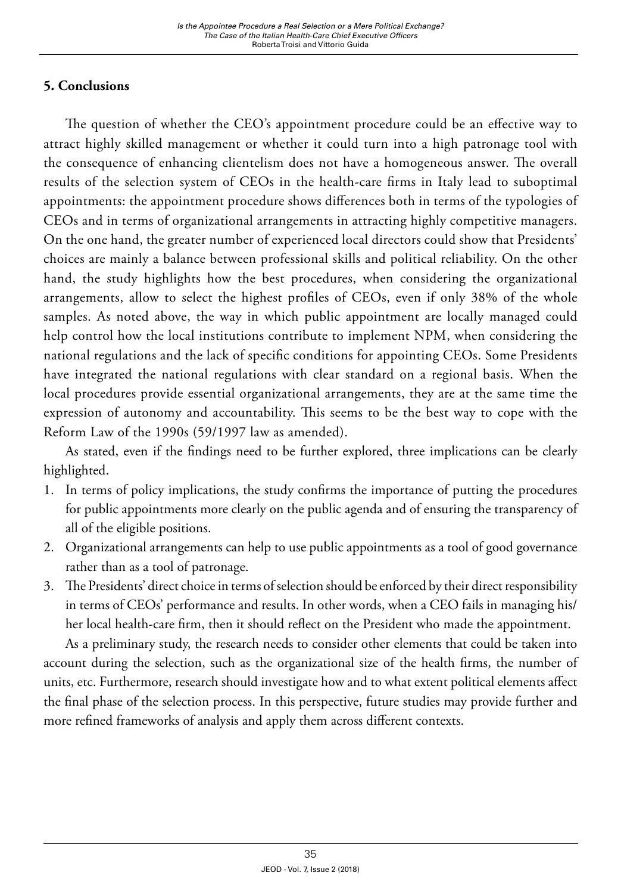## 5. Conclusions

The question of whether the CEO's appointment procedure could be an effective way to attract highly skilled management or whether it could turn into a high patronage tool with the consequence of enhancing clientelism does not have a homogeneous answer. The overall results of the selection system of CEOs in the health-care firms in Italy lead to suboptimal appointments: the appointment procedure shows differences both in terms of the typologies of CEOs and in terms of organizational arrangements in attracting highly competitive managers. On the one hand, the greater number of experienced local directors could show that Presidents' choices are mainly a balance between professional skills and political reliability. On the other hand, the study highlights how the best procedures, when considering the organizational arrangements, allow to select the highest profiles of CEOs, even if only 38% of the whole samples. As noted above, the way in which public appointment are locally managed could help control how the local institutions contribute to implement NPM, when considering the national regulations and the lack of specific conditions for appointing CEOs. Some Presidents have integrated the national regulations with clear standard on a regional basis. When the local procedures provide essential organizational arrangements, they are at the same time the expression of autonomy and accountability. This seems to be the best way to cope with the Reform Law of the 1990s (59/1997 law as amended).

As stated, even if the findings need to be further explored, three implications can be clearly highlighted.

1. In terms of policy implications, the study confirms the importance of putting the procedures for public appointments more clearly on the public agenda and of ensuring the transparency of all of the eligible positions.
2. Organizational arrangements can help to use public appointments as a tool of good governance rather than as a tool of patronage.
3. The Presidents' direct choice in terms of selection should be enforced by their direct responsibility in terms of CEOs' performance and results. In other words, when a CEO fails in managing his/her local health-care firm, then it should reflect on the President who made the appointment.

As a preliminary study, the research needs to consider other elements that could be taken into account during the selection, such as the organizational size of the health firms, the number of units, etc. Furthermore, research should investigate how and to what extent political elements affect the final phase of the selection process. In this perspective, future studies may provide further and more refined frameworks of analysis and apply them across different contexts.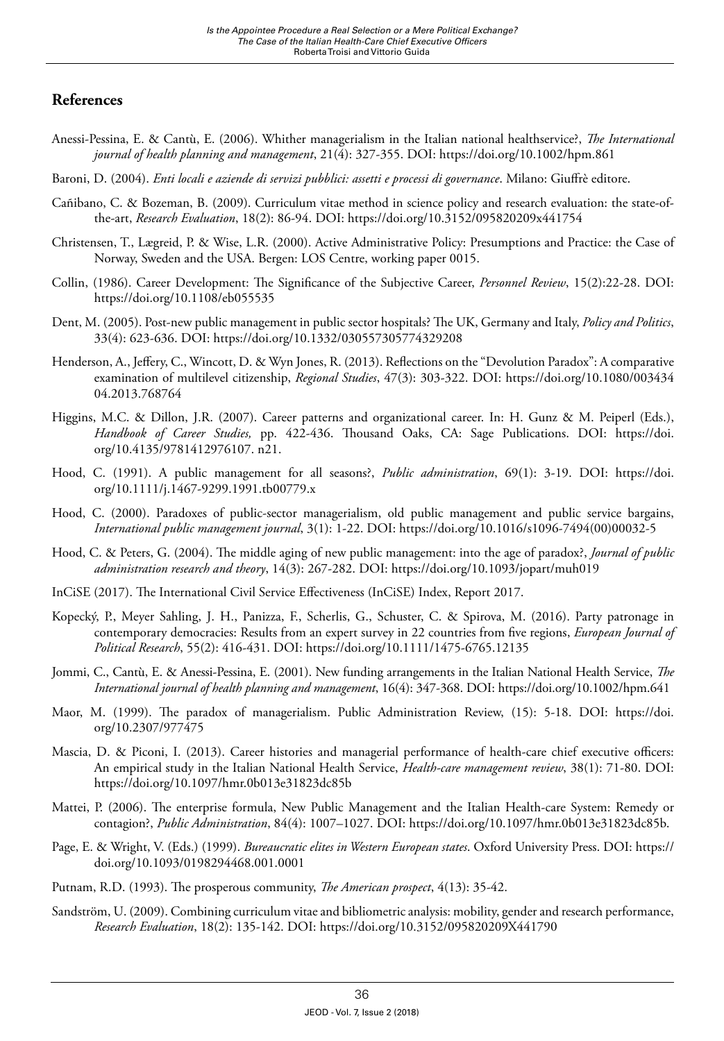## References

Anessi-Pessina, E. & Cantù, E. (2006). Whither managerialism in the Italian national healthservice?, *The International journal of health planning and management*, 21(4): 327-355. DOI: https://doi.org/10.1002/hpm.861

Baroni, D. (2004). *Enti locali e aziende di servizi pubblici: assetti e processi di governance*. Milano: Giuffrè editore.

Cañibano, C. & Bozeman, B. (2009). Curriculum vitae method in science policy and research evaluation: the state-of-the-art, *Research Evaluation*, 18(2): 86-94. DOI: https://doi.org/10.3152/095820209x441754

Christensen, T., Lægreid, P. & Wise, L.R. (2000). Active Administrative Policy: Presumptions and Practice: the Case of Norway, Sweden and the USA. Bergen: LOS Centre, working paper 0015.

Collin, (1986). Career Development: The Significance of the Subjective Career, *Personnel Review*, 15(2):22-28. DOI: https://doi.org/10.1108/eb055535

Dent, M. (2005). Post-new public management in public sector hospitals? The UK, Germany and Italy, *Policy and Politics*, 33(4): 623-636. DOI: https://doi.org/10.1332/030557305774329208

Henderson, A., Jeffery, C., Wincott, D. & Wyn Jones, R. (2013). Reflections on the "Devolution Paradox": A comparative examination of multilevel citizenship, *Regional Studies*, 47(3): 303-322. DOI: https://doi.org/10.1080/00343404.2013.768764

Higgins, M.C. & Dillon, J.R. (2007). Career patterns and organizational career. In: H. Gunz & M. Peiperl (Eds.), *Handbook of Career Studies,* pp. 422-436. Thousand Oaks, CA: Sage Publications. DOI: https://doi.org/10.4135/9781412976107. n21.

Hood, C. (1991). A public management for all seasons?, *Public administration*, 69(1): 3-19. DOI: https://doi.org/10.1111/j.1467-9299.1991.tb00779.x

Hood, C. (2000). Paradoxes of public-sector managerialism, old public management and public service bargains, *International public management journal*, 3(1): 1-22. DOI: https://doi.org/10.1016/s1096-7494(00)00032-5

Hood, C. & Peters, G. (2004). The middle aging of new public management: into the age of paradox?, *Journal of public administration research and theory*, 14(3): 267-282. DOI: https://doi.org/10.1093/jopart/muh019

InCiSE (2017). The International Civil Service Effectiveness (InCiSE) Index, Report 2017.

Kopecký, P., Meyer Sahling, J. H., Panizza, F., Scherlis, G., Schuster, C. & Spirova, M. (2016). Party patronage in contemporary democracies: Results from an expert survey in 22 countries from five regions, *European Journal of Political Research*, 55(2): 416-431. DOI: https://doi.org/10.1111/1475-6765.12135

Jommi, C., Cantù, E. & Anessi-Pessina, E. (2001). New funding arrangements in the Italian National Health Service, *The International journal of health planning and management*, 16(4): 347-368. DOI: https://doi.org/10.1002/hpm.641

Maor, M. (1999). The paradox of managerialism. Public Administration Review, (15): 5-18. DOI: https://doi.org/10.2307/977475

Mascia, D. & Piconi, I. (2013). Career histories and managerial performance of health-care chief executive officers: An empirical study in the Italian National Health Service, *Health-care management review*, 38(1): 71-80. DOI: https://doi.org/10.1097/hmr.0b013e31823dc85b

Mattei, P. (2006). The enterprise formula, New Public Management and the Italian Health-care System: Remedy or contagion?, *Public Administration*, 84(4): 1007–1027. DOI: https://doi.org/10.1097/hmr.0b013e31823dc85b.

Page, E. & Wright, V. (Eds.) (1999). *Bureaucratic elites in Western European states*. Oxford University Press. DOI: https://doi.org/10.1093/0198294468.001.0001

Putnam, R.D. (1993). The prosperous community, *The American prospect*, 4(13): 35-42.

Sandström, U. (2009). Combining curriculum vitae and bibliometric analysis: mobility, gender and research performance, *Research Evaluation*, 18(2): 135-142. DOI: https://doi.org/10.3152/095820209X441790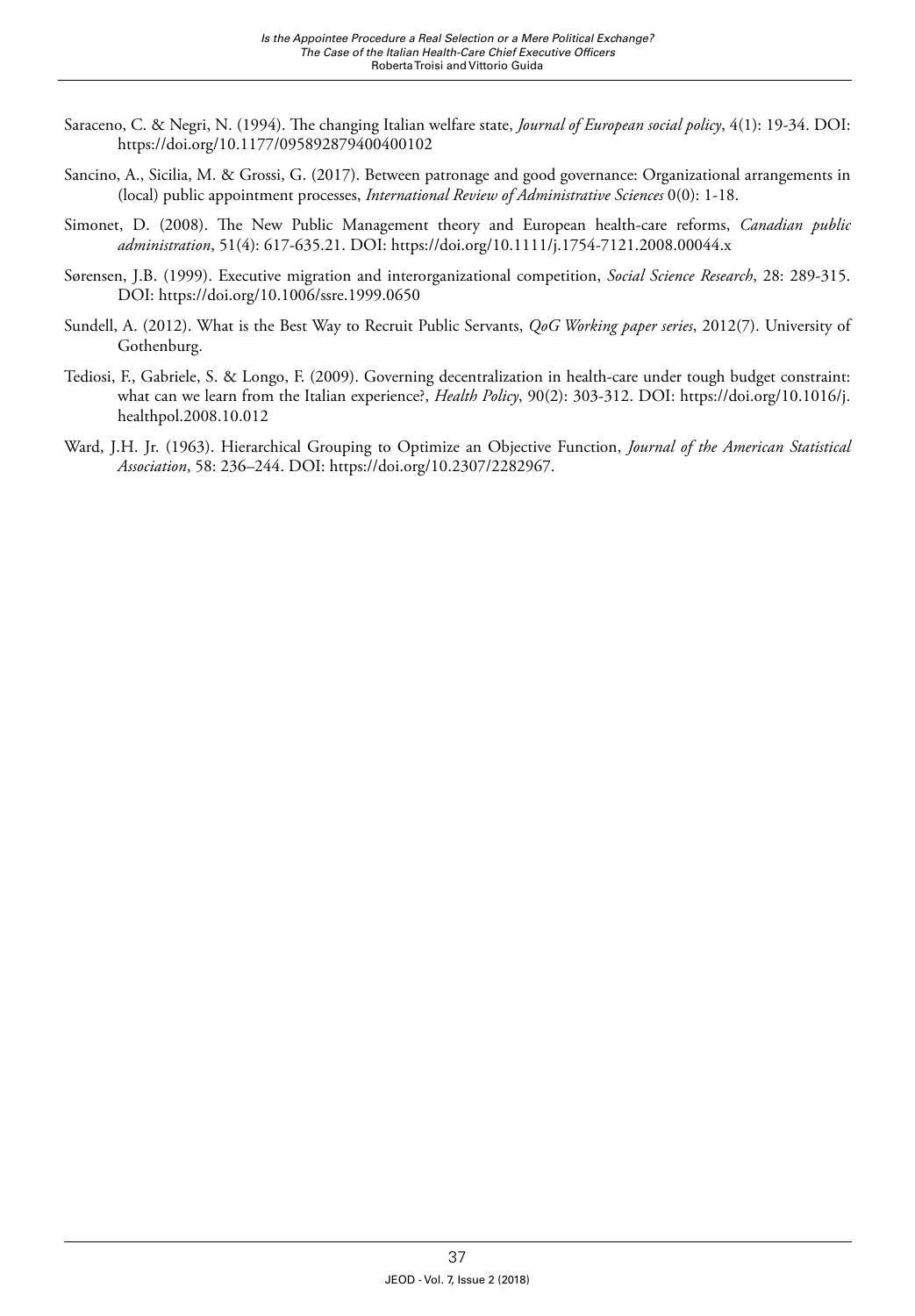Saraceno, C. & Negri, N. (1994). The changing Italian welfare state, *Journal of European social policy*, 4(1): 19-34. DOI: https://doi.org/10.1177/095892879400400102

Sancino, A., Sicilia, M. & Grossi, G. (2017). Between patronage and good governance: Organizational arrangements in (local) public appointment processes, *International Review of Administrative Sciences* 0(0): 1-18.

Simonet, D. (2008). The New Public Management theory and European health-care reforms, *Canadian public administration*, 51(4): 617-635.21. DOI: https://doi.org/10.1111/j.1754-7121.2008.00044.x

Sørensen, J.B. (1999). Executive migration and interorganizational competition, *Social Science Research*, 28: 289-315. DOI: https://doi.org/10.1006/ssre.1999.0650

Sundell, A. (2012). What is the Best Way to Recruit Public Servants, *QoG Working paper series*, 2012(7). University of Gothenburg.

Tediosi, F., Gabriele, S. & Longo, F. (2009). Governing decentralization in health-care under tough budget constraint: what can we learn from the Italian experience?, *Health Policy*, 90(2): 303-312. DOI: https://doi.org/10.1016/j.healthpol.2008.10.012

Ward, J.H. Jr. (1963). Hierarchical Grouping to Optimize an Objective Function, *Journal of the American Statistical Association*, 58: 236–244. DOI: https://doi.org/10.2307/2282967.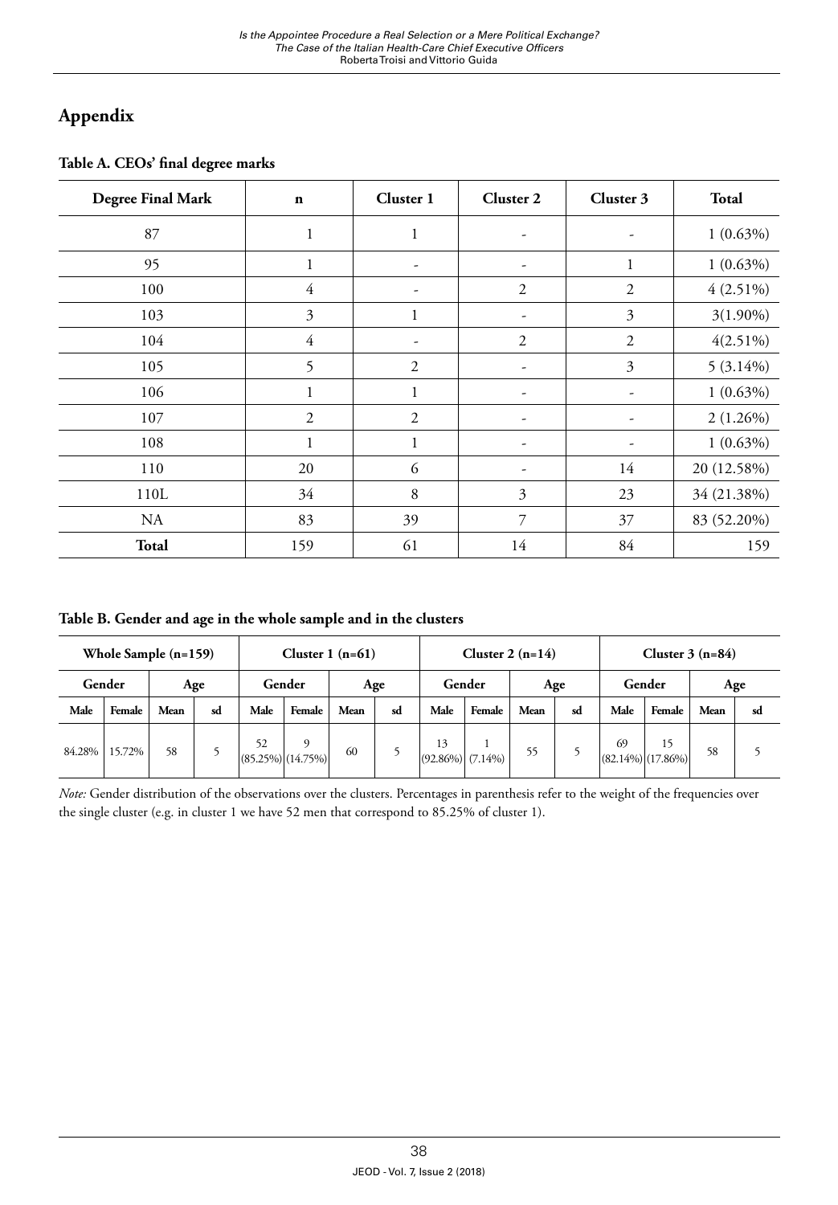# Appendix

**Table A. CEOs' final degree marks**

| Degree Final Mark | n | Cluster 1 | Cluster 2 | Cluster 3 | Total |
|---|---|---|---|---|---|
| 87 | 1 | 1 | - | - | 1 (0.63%) |
| 95 | 1 | - | - | 1 | 1 (0.63%) |
| 100 | 4 | - | 2 | 2 | 4 (2.51%) |
| 103 | 3 | 1 | - | 3 | 3(1.90%) |
| 104 | 4 | - | 2 | 2 | 4(2.51%) |
| 105 | 5 | 2 | - | 3 | 5 (3.14%) |
| 106 | 1 | 1 | - | - | 1 (0.63%) |
| 107 | 2 | 2 | - | - | 2 (1.26%) |
| 108 | 1 | 1 | - | - | 1 (0.63%) |
| 110 | 20 | 6 | - | 14 | 20 (12.58%) |
| 110L | 34 | 8 | 3 | 23 | 34 (21.38%) |
| NA | 83 | 39 | 7 | 37 | 83 (52.20%) |
| **Total** | 159 | 61 | 14 | 84 | 159 |

**Table B. Gender and age in the whole sample and in the clusters**

| Whole Sample (n=159) | | | | Cluster 1 (n=61) | | | | Cluster 2 (n=14) | | | | Cluster 3 (n=84) | | | |
|---|---|---|---|---|---|---|---|---|---|---|---|---|---|---|---|
| Gender | | Age | | Gender | | Age | | Gender | | Age | | Gender | | Age | |
| Male | Female | Mean | sd | Male | Female | Mean | sd | Male | Female | Mean | sd | Male | Female | Mean | sd |
| 84.28% | 15.72% | 58 | 5 | 52 (85.25%) | 9 (14.75%) | 60 | 5 | 13 (92.86%) | 1 (7.14%) | 55 | 5 | 69 (82.14%) | 15 (17.86%) | 58 | 5 |

*Note:* Gender distribution of the observations over the clusters. Percentages in parenthesis refer to the weight of the frequencies over the single cluster (e.g. in cluster 1 we have 52 men that correspond to 85.25% of cluster 1).